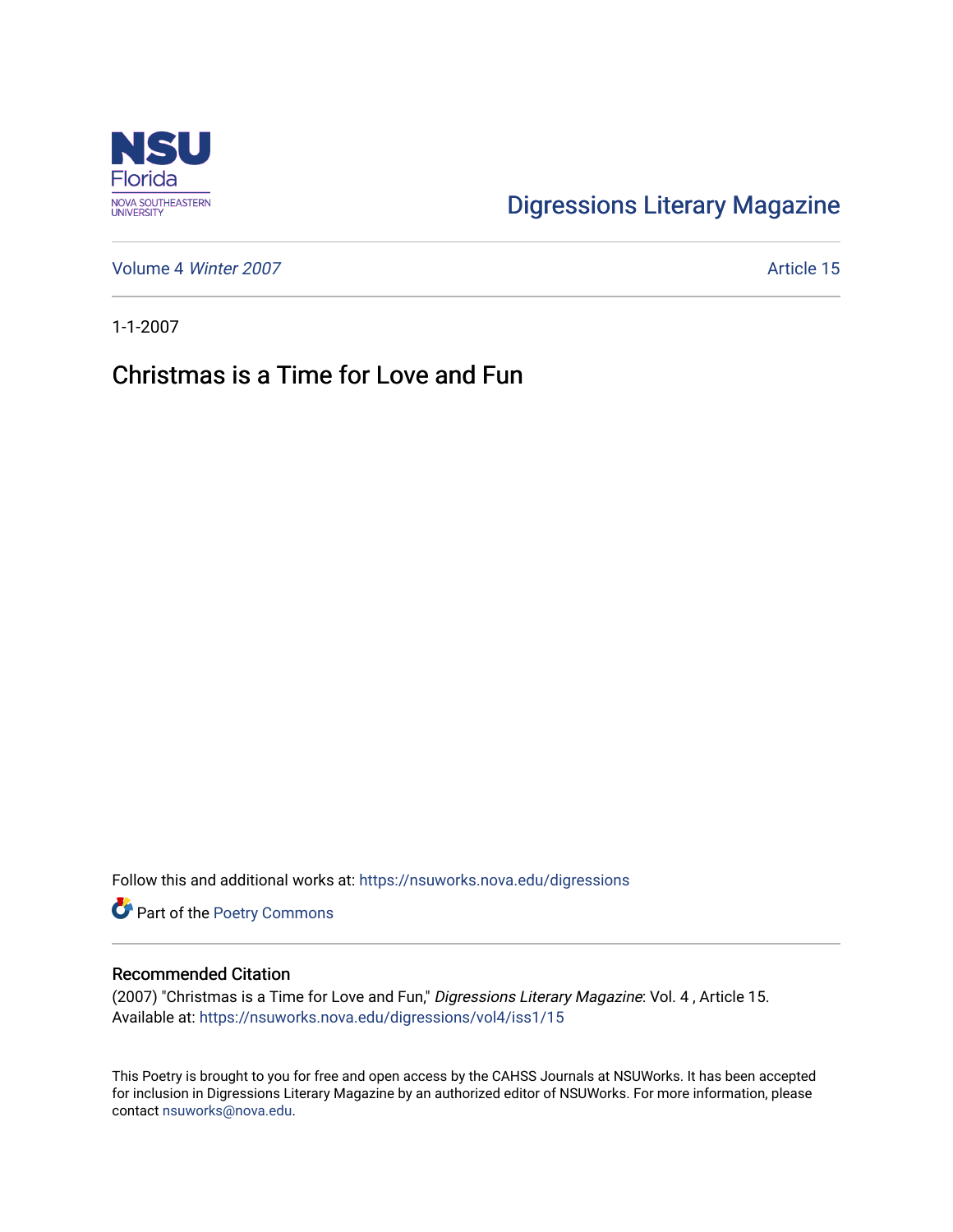Digressions Literary Magazine

Volume 4 *Winter 2007* Article 15

1-1-2007

# Christmas is a Time for Love and Fun

Follow this and additional works at: https://nsuworks.nova.edu/digressions

Part of the Poetry Commons

## Recommended Citation

(2007) "Christmas is a Time for Love and Fun," *Digressions Literary Magazine*: Vol. 4 , Article 15.
Available at: https://nsuworks.nova.edu/digressions/vol4/iss1/15

This Poetry is brought to you for free and open access by the CAHSS Journals at NSUWorks. It has been accepted for inclusion in Digressions Literary Magazine by an authorized editor of NSUWorks. For more information, please contact nsuworks@nova.edu.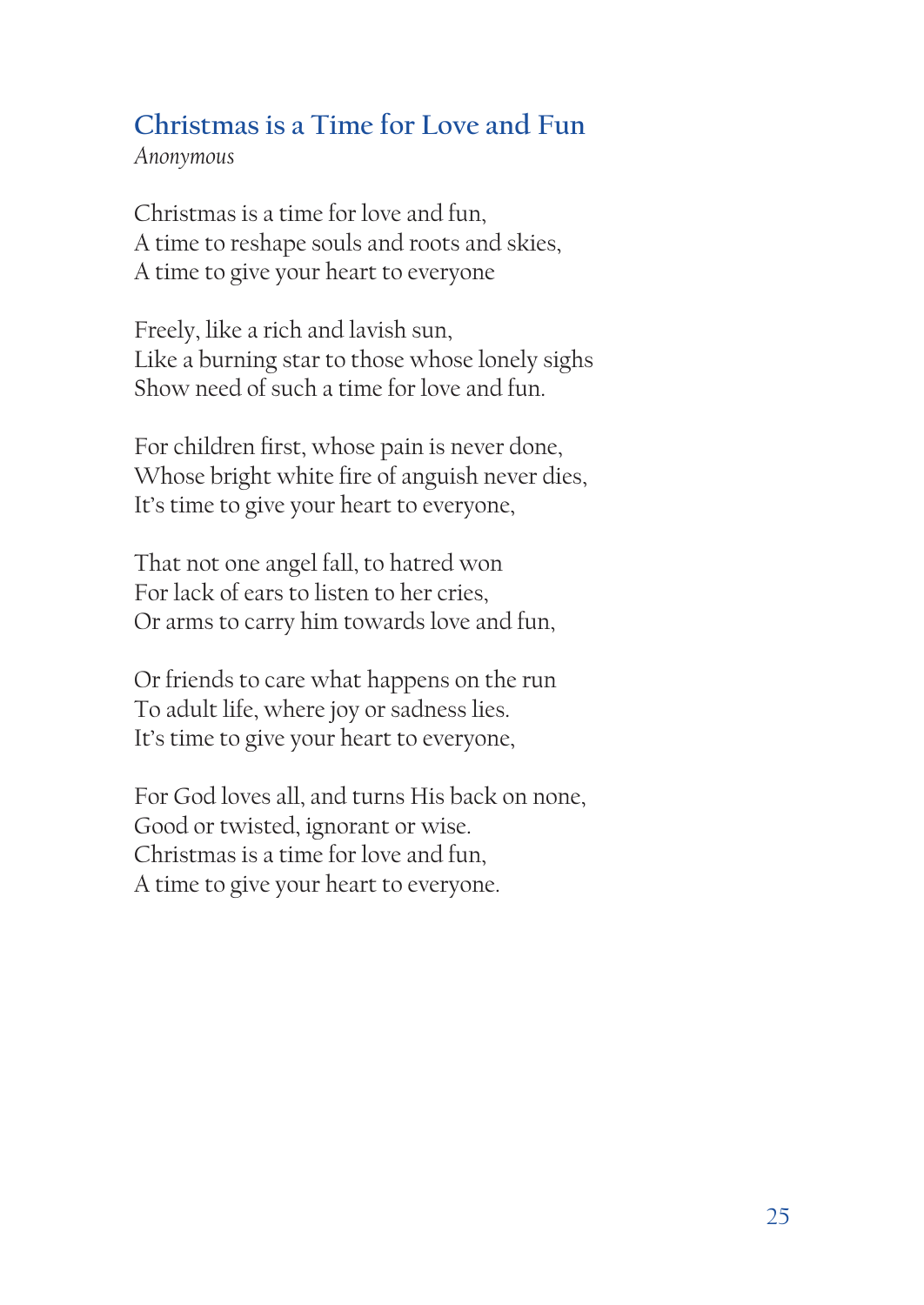## Christmas is a Time for Love and Fun

*Anonymous*

Christmas is a time for love and fun,  
A time to reshape souls and roots and skies,  
A time to give your heart to everyone

Freely, like a rich and lavish sun,  
Like a burning star to those whose lonely sighs  
Show need of such a time for love and fun.

For children first, whose pain is never done,  
Whose bright white fire of anguish never dies,  
It's time to give your heart to everyone,

That not one angel fall, to hatred won  
For lack of ears to listen to her cries,  
Or arms to carry him towards love and fun,

Or friends to care what happens on the run  
To adult life, where joy or sadness lies.  
It's time to give your heart to everyone,

For God loves all, and turns His back on none,  
Good or twisted, ignorant or wise.  
Christmas is a time for love and fun,  
A time to give your heart to everyone.